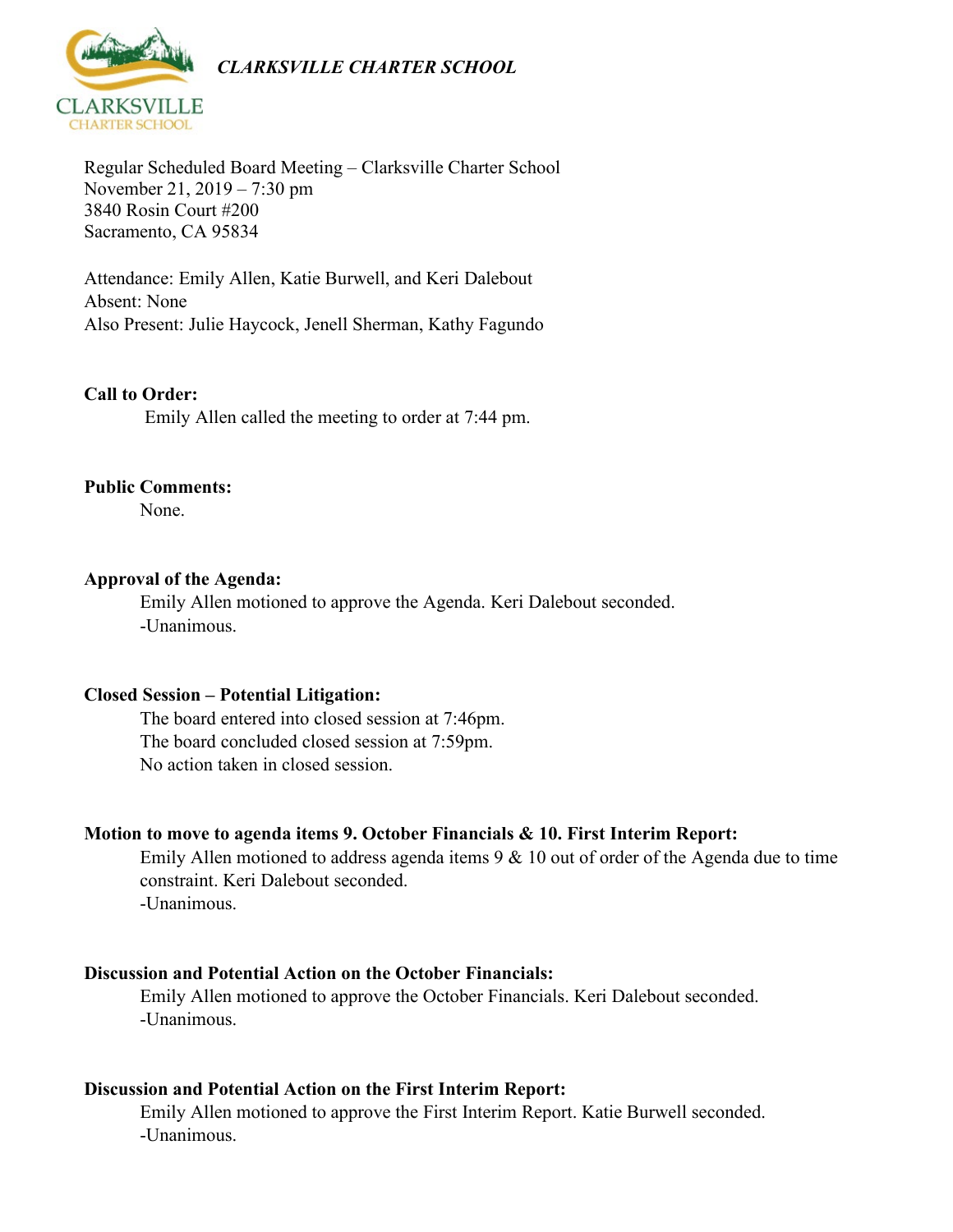*CLARKSVILLE CHARTER SCHOOL*

Regular Scheduled Board Meeting – Clarksville Charter School
November 21, 2019 – 7:30 pm
3840 Rosin Court #200
Sacramento, CA 95834

Attendance: Emily Allen, Katie Burwell, and Keri Dalebout
Absent: None
Also Present: Julie Haycock, Jenell Sherman, Kathy Fagundo

**Call to Order:**

Emily Allen called the meeting to order at 7:44 pm.

**Public Comments:**

None.

**Approval of the Agenda:**

Emily Allen motioned to approve the Agenda. Keri Dalebout seconded.
-Unanimous.

**Closed Session – Potential Litigation:**

The board entered into closed session at 7:46pm.
The board concluded closed session at 7:59pm.
No action taken in closed session.

**Motion to move to agenda items 9. October Financials & 10. First Interim Report:**

Emily Allen motioned to address agenda items 9 & 10 out of order of the Agenda due to time constraint. Keri Dalebout seconded.
-Unanimous.

**Discussion and Potential Action on the October Financials:**

Emily Allen motioned to approve the October Financials. Keri Dalebout seconded.
-Unanimous.

**Discussion and Potential Action on the First Interim Report:**

Emily Allen motioned to approve the First Interim Report. Katie Burwell seconded.
-Unanimous.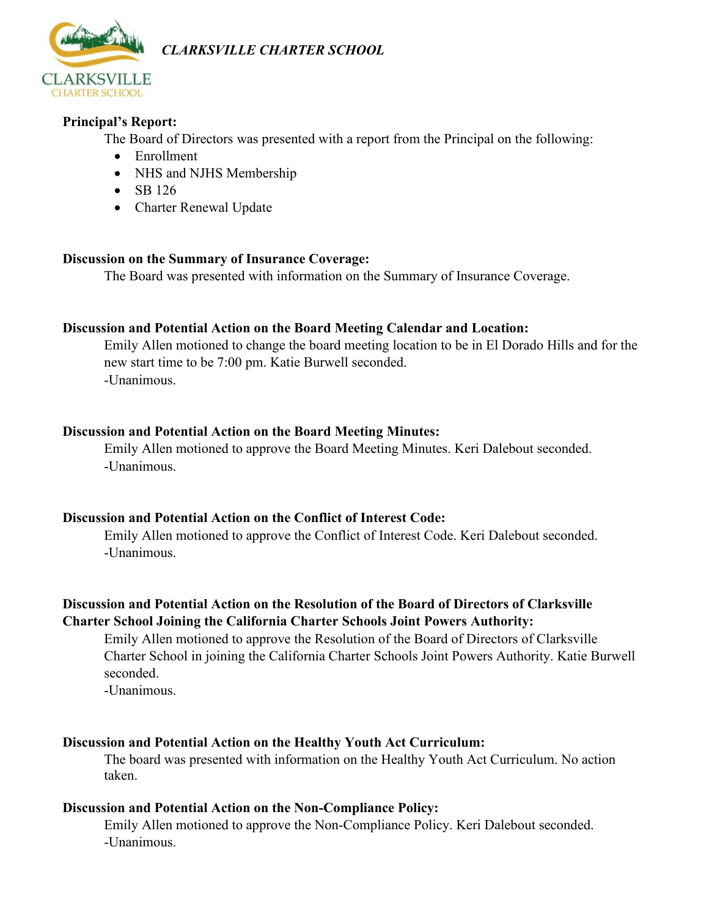**Principal's Report:**

The Board of Directors was presented with a report from the Principal on the following:

- Enrollment
- NHS and NJHS Membership
- SB 126
- Charter Renewal Update

**Discussion on the Summary of Insurance Coverage:**

The Board was presented with information on the Summary of Insurance Coverage.

**Discussion and Potential Action on the Board Meeting Calendar and Location:**

Emily Allen motioned to change the board meeting location to be in El Dorado Hills and for the new start time to be 7:00 pm. Katie Burwell seconded.

-Unanimous.

**Discussion and Potential Action on the Board Meeting Minutes:**

Emily Allen motioned to approve the Board Meeting Minutes. Keri Dalebout seconded.

-Unanimous.

**Discussion and Potential Action on the Conflict of Interest Code:**

Emily Allen motioned to approve the Conflict of Interest Code. Keri Dalebout seconded.

-Unanimous.

**Discussion and Potential Action on the Resolution of the Board of Directors of Clarksville Charter School Joining the California Charter Schools Joint Powers Authority:**

Emily Allen motioned to approve the Resolution of the Board of Directors of Clarksville Charter School in joining the California Charter Schools Joint Powers Authority. Katie Burwell seconded.

-Unanimous.

**Discussion and Potential Action on the Healthy Youth Act Curriculum:**

The board was presented with information on the Healthy Youth Act Curriculum. No action taken.

**Discussion and Potential Action on the Non-Compliance Policy:**

Emily Allen motioned to approve the Non-Compliance Policy. Keri Dalebout seconded.

-Unanimous.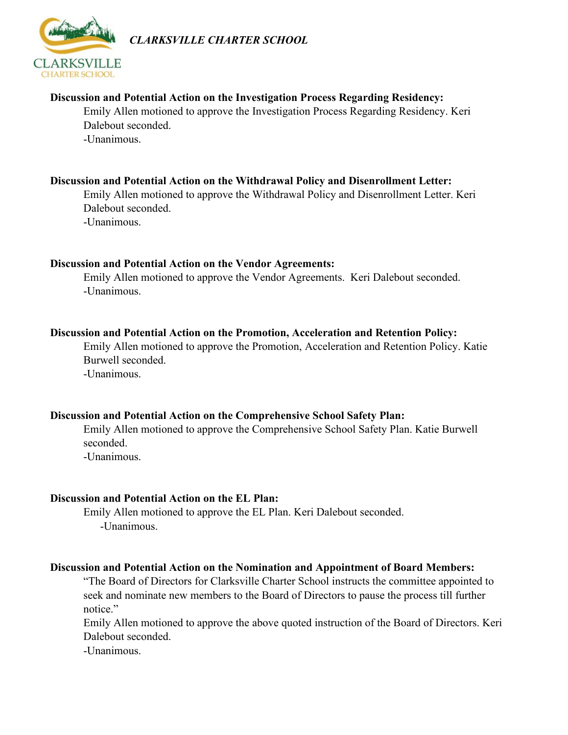**Discussion and Potential Action on the Investigation Process Regarding Residency:**

Emily Allen motioned to approve the Investigation Process Regarding Residency. Keri Dalebout seconded.

-Unanimous.

**Discussion and Potential Action on the Withdrawal Policy and Disenrollment Letter:**

Emily Allen motioned to approve the Withdrawal Policy and Disenrollment Letter. Keri Dalebout seconded.

-Unanimous.

**Discussion and Potential Action on the Vendor Agreements:**

Emily Allen motioned to approve the Vendor Agreements. Keri Dalebout seconded.

-Unanimous.

**Discussion and Potential Action on the Promotion, Acceleration and Retention Policy:**

Emily Allen motioned to approve the Promotion, Acceleration and Retention Policy. Katie Burwell seconded.

-Unanimous.

**Discussion and Potential Action on the Comprehensive School Safety Plan:**

Emily Allen motioned to approve the Comprehensive School Safety Plan. Katie Burwell seconded.

-Unanimous.

**Discussion and Potential Action on the EL Plan:**

Emily Allen motioned to approve the EL Plan. Keri Dalebout seconded.

-Unanimous.

**Discussion and Potential Action on the Nomination and Appointment of Board Members:**

"The Board of Directors for Clarksville Charter School instructs the committee appointed to seek and nominate new members to the Board of Directors to pause the process till further notice."

Emily Allen motioned to approve the above quoted instruction of the Board of Directors. Keri Dalebout seconded.

-Unanimous.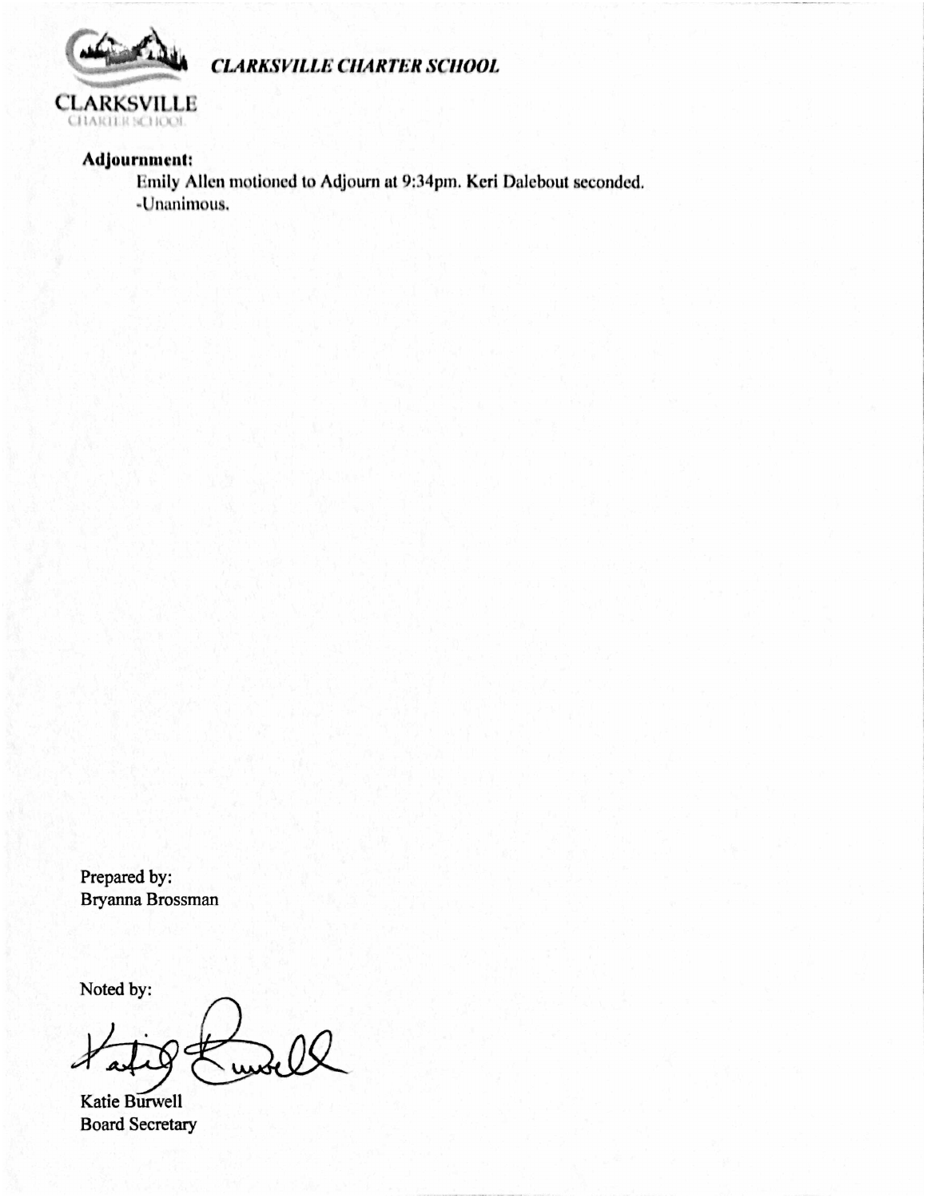*CLARKSVILLE CHARTER SCHOOL*

**Adjournment:**

Emily Allen motioned to Adjourn at 9:34pm. Keri Dalebout seconded.
-Unanimous.

Prepared by:
Bryanna Brossman

Noted by:

Katie Burwell
Board Secretary